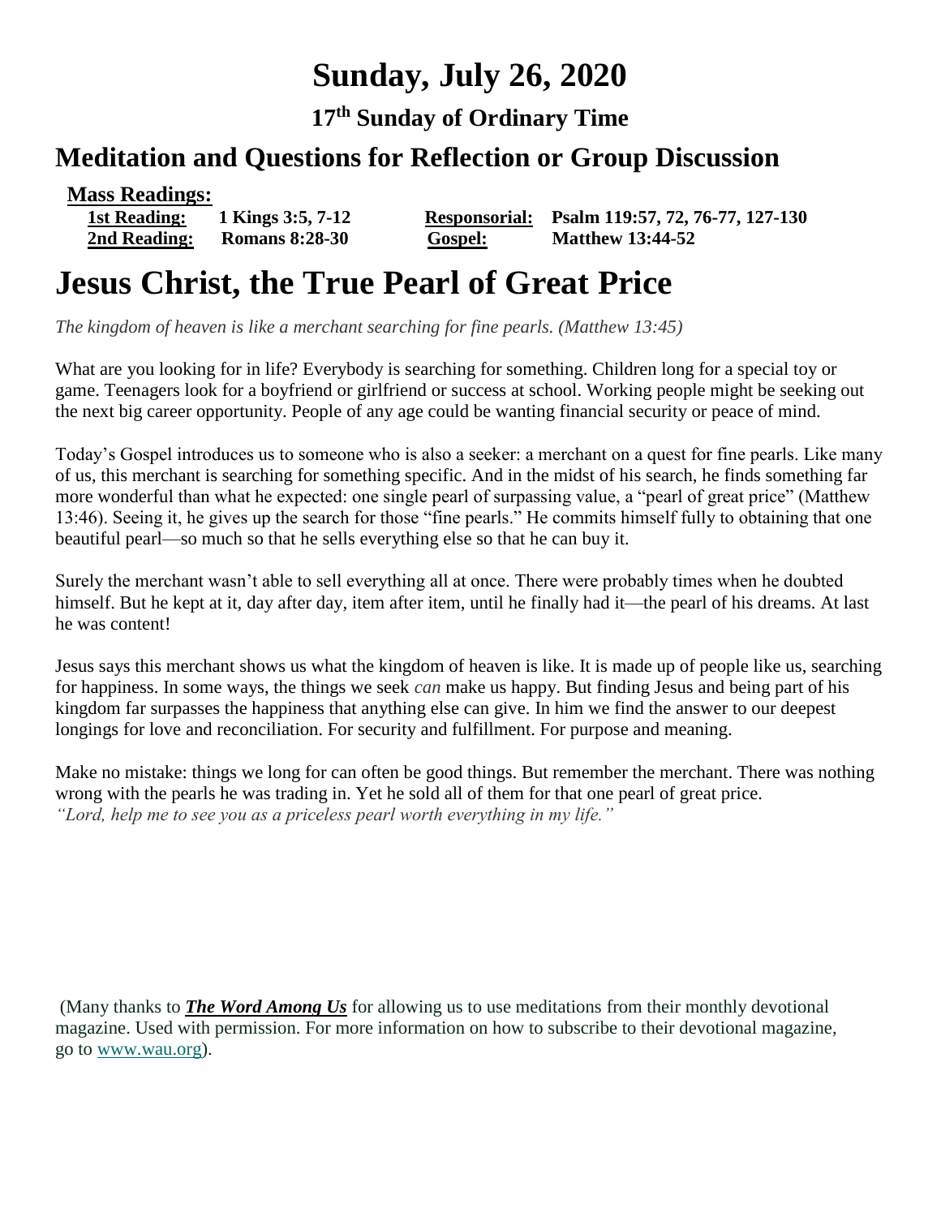# Sunday, July 26, 2020

### 17th Sunday of Ordinary Time

## Meditation and Questions for Reflection or Group Discussion

**Mass Readings:**

| | | | |
|---|---|---|---|
| **1st Reading:** | **1 Kings 3:5, 7-12** | **Responsorial:** | **Psalm 119:57, 72, 76-77, 127-130** |
| **2nd Reading:** | **Romans 8:28-30** | **Gospel:** | **Matthew 13:44-52** |

# Jesus Christ, the True Pearl of Great Price

*The kingdom of heaven is like a merchant searching for fine pearls. (Matthew 13:45)*

What are you looking for in life? Everybody is searching for something. Children long for a special toy or game. Teenagers look for a boyfriend or girlfriend or success at school. Working people might be seeking out the next big career opportunity. People of any age could be wanting financial security or peace of mind.

Today's Gospel introduces us to someone who is also a seeker: a merchant on a quest for fine pearls. Like many of us, this merchant is searching for something specific. And in the midst of his search, he finds something far more wonderful than what he expected: one single pearl of surpassing value, a "pearl of great price" (Matthew 13:46). Seeing it, he gives up the search for those "fine pearls." He commits himself fully to obtaining that one beautiful pearl—so much so that he sells everything else so that he can buy it.

Surely the merchant wasn't able to sell everything all at once. There were probably times when he doubted himself. But he kept at it, day after day, item after item, until he finally had it—the pearl of his dreams. At last he was content!

Jesus says this merchant shows us what the kingdom of heaven is like. It is made up of people like us, searching for happiness. In some ways, the things we seek *can* make us happy. But finding Jesus and being part of his kingdom far surpasses the happiness that anything else can give. In him we find the answer to our deepest longings for love and reconciliation. For security and fulfillment. For purpose and meaning.

Make no mistake: things we long for can often be good things. But remember the merchant. There was nothing wrong with the pearls he was trading in. Yet he sold all of them for that one pearl of great price.
*"Lord, help me to see you as a priceless pearl worth everything in my life."*

(Many thanks to ***The Word Among Us*** for allowing us to use meditations from their monthly devotional magazine. Used with permission. For more information on how to subscribe to their devotional magazine, go to www.wau.org).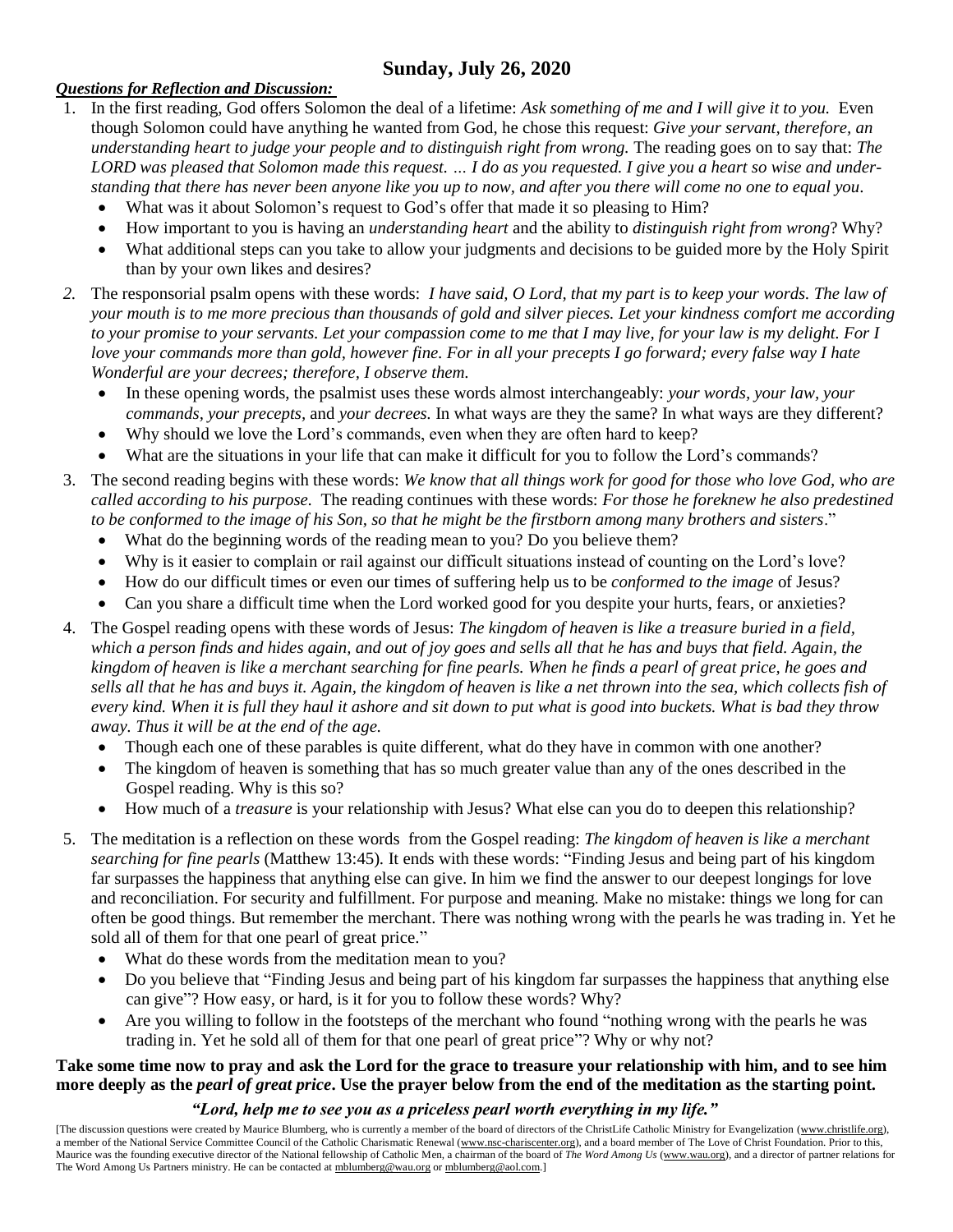## Sunday, July 26, 2020

***Questions for Reflection and Discussion:***

1. In the first reading, God offers Solomon the deal of a lifetime: *Ask something of me and I will give it to you.* Even though Solomon could have anything he wanted from God, he chose this request: *Give your servant, therefore, an understanding heart to judge your people and to distinguish right from wrong.* The reading goes on to say that: *The LORD was pleased that Solomon made this request. … I do as you requested. I give you a heart so wise and under-standing that there has never been anyone like you up to now, and after you there will come no one to equal you*.
   - What was it about Solomon's request to God's offer that made it so pleasing to Him?
   - How important to you is having an *understanding heart* and the ability to *distinguish right from wrong*? Why?
   - What additional steps can you take to allow your judgments and decisions to be guided more by the Holy Spirit than by your own likes and desires?

2. The responsorial psalm opens with these words: *I have said, O Lord, that my part is to keep your words. The law of your mouth is to me more precious than thousands of gold and silver pieces. Let your kindness comfort me according to your promise to your servants. Let your compassion come to me that I may live, for your law is my delight. For I love your commands more than gold, however fine. For in all your precepts I go forward; every false way I hate Wonderful are your decrees; therefore, I observe them.*
   - In these opening words, the psalmist uses these words almost interchangeably: *your words, your law, your commands, your precepts,* and *your decrees.* In what ways are they the same? In what ways are they different?
   - Why should we love the Lord's commands, even when they are often hard to keep?
   - What are the situations in your life that can make it difficult for you to follow the Lord's commands?

3. The second reading begins with these words: *We know that all things work for good for those who love God, who are called according to his purpose.* The reading continues with these words: *For those he foreknew he also predestined to be conformed to the image of his Son, so that he might be the firstborn among many brothers and sisters*."
   - What do the beginning words of the reading mean to you? Do you believe them?
   - Why is it easier to complain or rail against our difficult situations instead of counting on the Lord's love?
   - How do our difficult times or even our times of suffering help us to be *conformed to the image* of Jesus?
   - Can you share a difficult time when the Lord worked good for you despite your hurts, fears, or anxieties?

4. The Gospel reading opens with these words of Jesus: *The kingdom of heaven is like a treasure buried in a field, which a person finds and hides again, and out of joy goes and sells all that he has and buys that field. Again, the kingdom of heaven is like a merchant searching for fine pearls. When he finds a pearl of great price, he goes and sells all that he has and buys it. Again, the kingdom of heaven is like a net thrown into the sea, which collects fish of every kind. When it is full they haul it ashore and sit down to put what is good into buckets. What is bad they throw away. Thus it will be at the end of the age.*
   - Though each one of these parables is quite different, what do they have in common with one another?
   - The kingdom of heaven is something that has so much greater value than any of the ones described in the Gospel reading. Why is this so?
   - How much of a *treasure* is your relationship with Jesus? What else can you do to deepen this relationship?

5. The meditation is a reflection on these words from the Gospel reading: *The kingdom of heaven is like a merchant searching for fine pearls* (Matthew 13:45). It ends with these words: "Finding Jesus and being part of his kingdom far surpasses the happiness that anything else can give. In him we find the answer to our deepest longings for love and reconciliation. For security and fulfillment. For purpose and meaning. Make no mistake: things we long for can often be good things. But remember the merchant. There was nothing wrong with the pearls he was trading in. Yet he sold all of them for that one pearl of great price."
   - What do these words from the meditation mean to you?
   - Do you believe that "Finding Jesus and being part of his kingdom far surpasses the happiness that anything else can give"? How easy, or hard, is it for you to follow these words? Why?
   - Are you willing to follow in the footsteps of the merchant who found "nothing wrong with the pearls he was trading in. Yet he sold all of them for that one pearl of great price"? Why or why not?

**Take some time now to pray and ask the Lord for the grace to treasure your relationship with him, and to see him more deeply as the *pearl of great price*. Use the prayer below from the end of the meditation as the starting point.**

***"Lord, help me to see you as a priceless pearl worth everything in my life."***

[The discussion questions were created by Maurice Blumberg, who is currently a member of the board of directors of the ChristLife Catholic Ministry for Evangelization (www.christlife.org), a member of the National Service Committee Council of the Catholic Charismatic Renewal (www.nsc-chariscenter.org), and a board member of The Love of Christ Foundation. Prior to this, Maurice was the founding executive director of the National fellowship of Catholic Men, a chairman of the board of *The Word Among Us* (www.wau.org), and a director of partner relations for The Word Among Us Partners ministry. He can be contacted at mblumberg@wau.org or mblumberg@aol.com.]